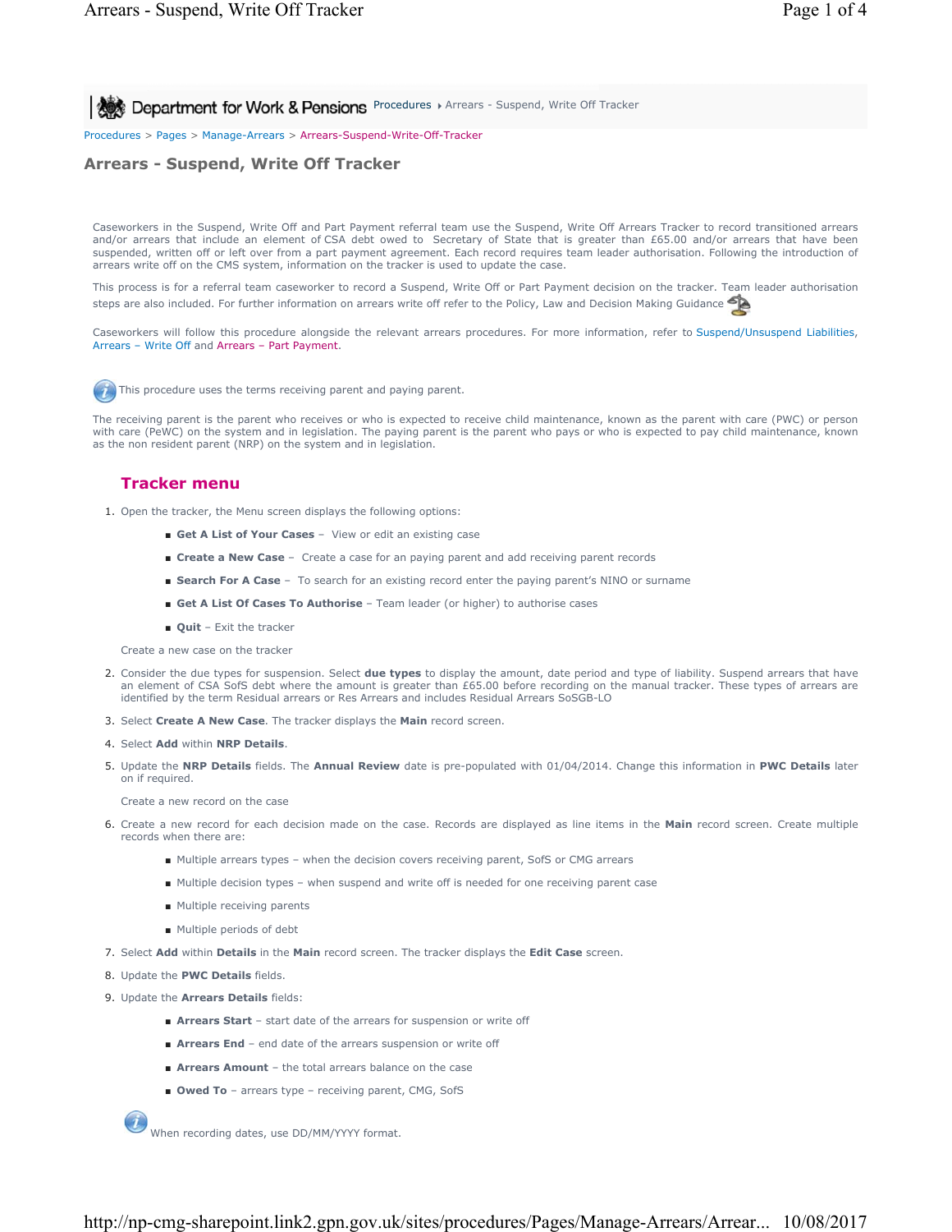Department for Work & Pensions Procedures ▸ Arrears - Suspend, Write Off Tracker

Procedures > Pages > Manage-Arrears > Arrears-Suspend-Write-Off-Tracker

# Arrears - Suspend, Write Off Tracker

Caseworkers in the Suspend, Write Off and Part Payment referral team use the Suspend, Write Off Arrears Tracker to record transitioned arrears and/or arrears that include an element of CSA debt owed to Secretary of State that is greater than £65.00 and/or arrears that have been suspended, written off or left over from a part payment agreement. Each record requires team leader authorisation. Following the introduction of arrears write off on the CMS system, information on the tracker is used to update the case.

This process is for a referral team caseworker to record a Suspend, Write Off or Part Payment decision on the tracker. Team leader authorisation steps are also included. For further information on arrears write off refer to the Policy, Law and Decision Making Guidance

Caseworkers will follow this procedure alongside the relevant arrears procedures. For more information, refer to Suspend/Unsuspend Liabilities, Arrears – Write Off and Arrears – Part Payment.

This procedure uses the terms receiving parent and paying parent.

The receiving parent is the parent who receives or who is expected to receive child maintenance, known as the parent with care (PWC) or person with care (PeWC) on the system and in legislation. The paying parent is the parent who pays or who is expected to pay child maintenance, known as the non resident parent (NRP) on the system and in legislation.

## Tracker menu

1. Open the tracker, the Menu screen displays the following options:
   - **Get A List of Your Cases** – View or edit an existing case
   - **Create a New Case** – Create a case for an paying parent and add receiving parent records
   - **Search For A Case** – To search for an existing record enter the paying parent's NINO or surname
   - **Get A List Of Cases To Authorise** – Team leader (or higher) to authorise cases
   - **Quit** – Exit the tracker

   Create a new case on the tracker

2. Consider the due types for suspension. Select **due types** to display the amount, date period and type of liability. Suspend arrears that have an element of CSA SofS debt where the amount is greater than £65.00 before recording on the manual tracker. These types of arrears are identified by the term Residual arrears or Res Arrears and includes Residual Arrears SoSGB-LO
3. Select **Create A New Case**. The tracker displays the **Main** record screen.
4. Select **Add** within **NRP Details**.
5. Update the **NRP Details** fields. The **Annual Review** date is pre-populated with 01/04/2014. Change this information in **PWC Details** later on if required.

   Create a new record on the case

6. Create a new record for each decision made on the case. Records are displayed as line items in the **Main** record screen. Create multiple records when there are:
   - Multiple arrears types – when the decision covers receiving parent, SofS or CMG arrears
   - Multiple decision types – when suspend and write off is needed for one receiving parent case
   - Multiple receiving parents
   - Multiple periods of debt
7. Select **Add** within **Details** in the **Main** record screen. The tracker displays the **Edit Case** screen.
8. Update the **PWC Details** fields.
9. Update the **Arrears Details** fields:
   - **Arrears Start** – start date of the arrears for suspension or write off
   - **Arrears End** – end date of the arrears suspension or write off
   - **Arrears Amount** – the total arrears balance on the case
   - **Owed To** – arrears type – receiving parent, CMG, SofS

   When recording dates, use DD/MM/YYYY format.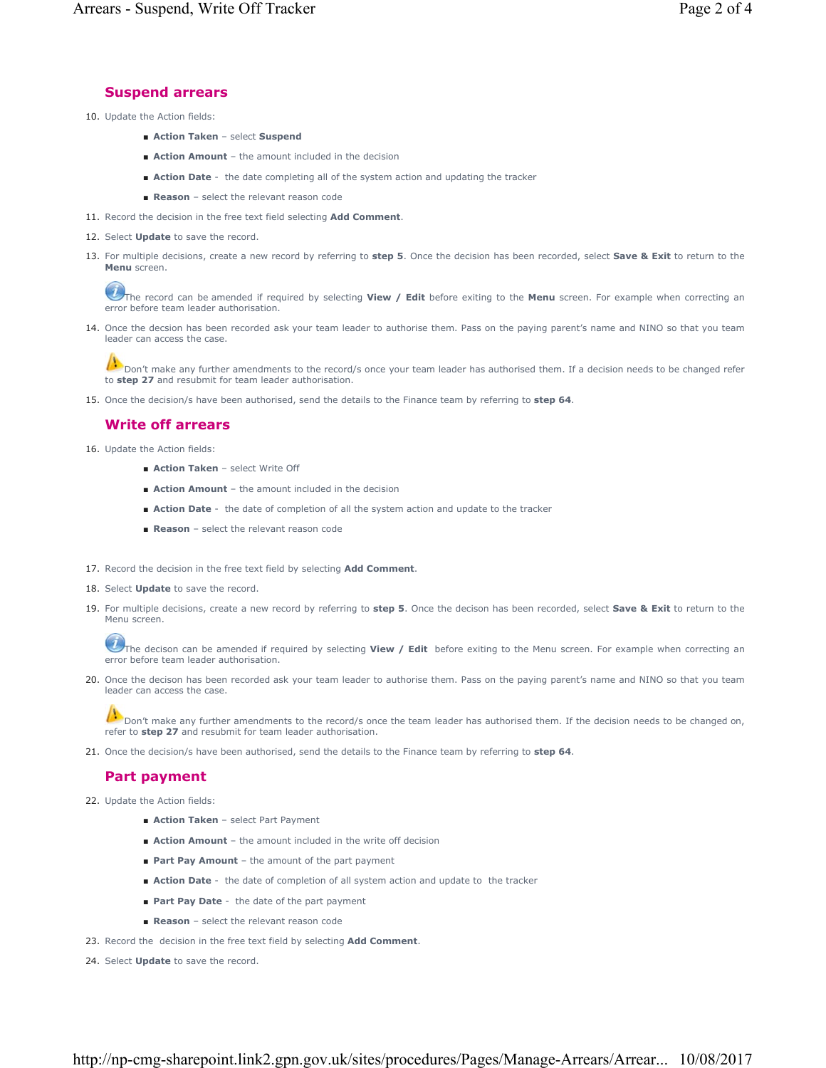## Suspend arrears

10. Update the Action fields:
    - **Action Taken** – select **Suspend**
    - **Action Amount** – the amount included in the decision
    - **Action Date** - the date completing all of the system action and updating the tracker
    - **Reason** – select the relevant reason code
11. Record the decision in the free text field selecting **Add Comment**.
12. Select **Update** to save the record.
13. For multiple decisions, create a new record by referring to **step 5**. Once the decision has been recorded, select **Save & Exit** to return to the **Menu** screen.

    The record can be amended if required by selecting **View / Edit** before exiting to the **Menu** screen. For example when correcting an error before team leader authorisation.

14. Once the decsion has been recorded ask your team leader to authorise them. Pass on the paying parent's name and NINO so that you team leader can access the case.

    Don't make any further amendments to the record/s once your team leader has authorised them. If a decision needs to be changed refer to **step 27** and resubmit for team leader authorisation.

15. Once the decision/s have been authorised, send the details to the Finance team by referring to **step 64**.

## Write off arrears

16. Update the Action fields:
    - **Action Taken** – select Write Off
    - **Action Amount** – the amount included in the decision
    - **Action Date** - the date of completion of all the system action and update to the tracker
    - **Reason** – select the relevant reason code
17. Record the decision in the free text field by selecting **Add Comment**.
18. Select **Update** to save the record.
19. For multiple decisions, create a new record by referring to **step 5**. Once the decison has been recorded, select **Save & Exit** to return to the Menu screen.

    The decison can be amended if required by selecting **View / Edit** before exiting to the Menu screen. For example when correcting an error before team leader authorisation.

20. Once the decison has been recorded ask your team leader to authorise them. Pass on the paying parent's name and NINO so that you team leader can access the case.

    Don't make any further amendments to the record/s once the team leader has authorised them. If the decision needs to be changed on, refer to **step 27** and resubmit for team leader authorisation.

21. Once the decision/s have been authorised, send the details to the Finance team by referring to **step 64**.

## Part payment

22. Update the Action fields:
    - **Action Taken** – select Part Payment
    - **Action Amount** – the amount included in the write off decision
    - **Part Pay Amount** – the amount of the part payment
    - **Action Date** - the date of completion of all system action and update to the tracker
    - **Part Pay Date** - the date of the part payment
    - **Reason** – select the relevant reason code
23. Record the decision in the free text field by selecting **Add Comment**.
24. Select **Update** to save the record.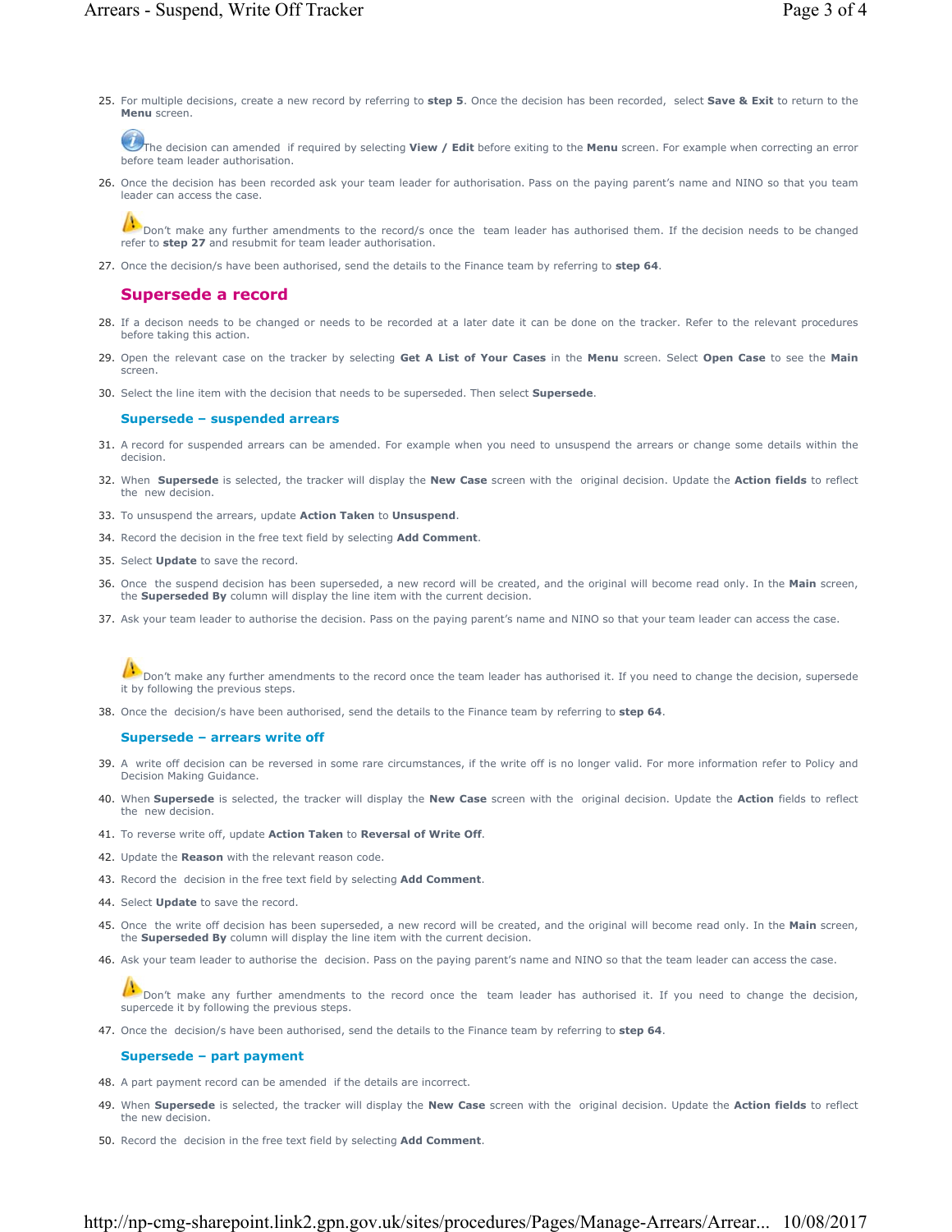25. For multiple decisions, create a new record by referring to **step 5**. Once the decision has been recorded, select **Save & Exit** to return to the **Menu** screen.

   The decision can amended if required by selecting **View / Edit** before exiting to the **Menu** screen. For example when correcting an error before team leader authorisation.

26. Once the decision has been recorded ask your team leader for authorisation. Pass on the paying parent's name and NINO so that you team leader can access the case.

   Don't make any further amendments to the record/s once the team leader has authorised them. If the decision needs to be changed refer to **step 27** and resubmit for team leader authorisation.

27. Once the decision/s have been authorised, send the details to the Finance team by referring to **step 64**.

## Supersede a record

28. If a decison needs to be changed or needs to be recorded at a later date it can be done on the tracker. Refer to the relevant procedures before taking this action.
29. Open the relevant case on the tracker by selecting **Get A List of Your Cases** in the **Menu** screen. Select **Open Case** to see the **Main** screen.
30. Select the line item with the decision that needs to be superseded. Then select **Supersede**.

### Supersede – suspended arrears

31. A record for suspended arrears can be amended. For example when you need to unsuspend the arrears or change some details within the decision.
32. When **Supersede** is selected, the tracker will display the **New Case** screen with the original decision. Update the **Action fields** to reflect the new decision.
33. To unsuspend the arrears, update **Action Taken** to **Unsuspend**.
34. Record the decision in the free text field by selecting **Add Comment**.
35. Select **Update** to save the record.
36. Once the suspend decision has been superseded, a new record will be created, and the original will become read only. In the **Main** screen, the **Superseded By** column will display the line item with the current decision.
37. Ask your team leader to authorise the decision. Pass on the paying parent's name and NINO so that your team leader can access the case.

   Don't make any further amendments to the record once the team leader has authorised it. If you need to change the decision, supersede it by following the previous steps.

38. Once the decision/s have been authorised, send the details to the Finance team by referring to **step 64**.

### Supersede – arrears write off

39. A write off decision can be reversed in some rare circumstances, if the write off is no longer valid. For more information refer to Policy and Decision Making Guidance.
40. When **Supersede** is selected, the tracker will display the **New Case** screen with the original decision. Update the **Action** fields to reflect the new decision.
41. To reverse write off, update **Action Taken** to **Reversal of Write Off**.
42. Update the **Reason** with the relevant reason code.
43. Record the decision in the free text field by selecting **Add Comment**.
44. Select **Update** to save the record.
45. Once the write off decision has been superseded, a new record will be created, and the original will become read only. In the **Main** screen, the **Superseded By** column will display the line item with the current decision.
46. Ask your team leader to authorise the decision. Pass on the paying parent's name and NINO so that the team leader can access the case.

   Don't make any further amendments to the record once the team leader has authorised it. If you need to change the decision, supercede it by following the previous steps.

47. Once the decision/s have been authorised, send the details to the Finance team by referring to **step 64**.

### Supersede – part payment

48. A part payment record can be amended if the details are incorrect.
49. When **Supersede** is selected, the tracker will display the **New Case** screen with the original decision. Update the **Action fields** to reflect the new decision.
50. Record the decision in the free text field by selecting **Add Comment**.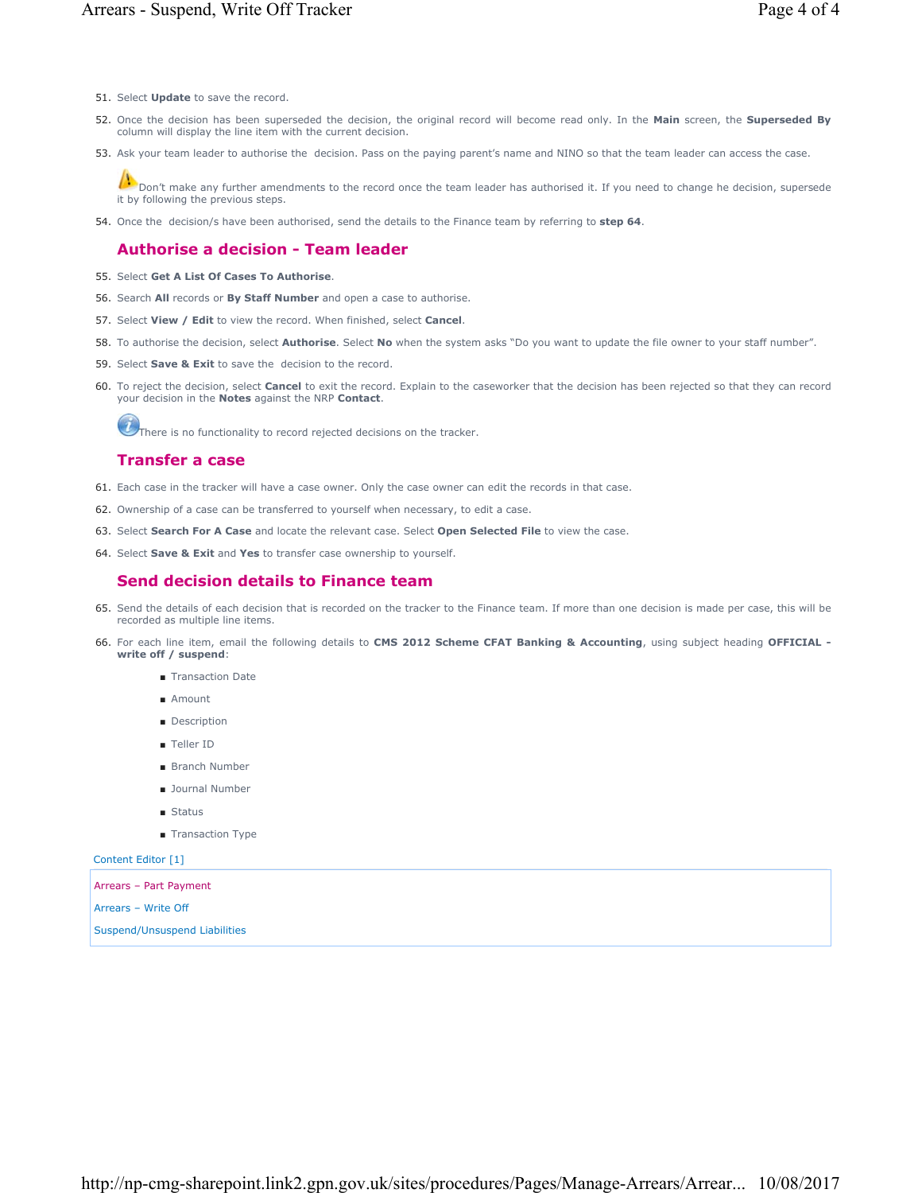51. Select **Update** to save the record.
52. Once the decision has been superseded the decision, the original record will become read only. In the **Main** screen, the **Superseded By** column will display the line item with the current decision.
53. Ask your team leader to authorise the  decision. Pass on the paying parent's name and NINO so that the team leader can access the case.

   Don't make any further amendments to the record once the team leader has authorised it. If you need to change he decision, supersede it by following the previous steps.

54. Once the  decision/s have been authorised, send the details to the Finance team by referring to **step 64**.

## Authorise a decision - Team leader

55. Select **Get A List Of Cases To Authorise**.
56. Search **All** records or **By Staff Number** and open a case to authorise.
57. Select **View / Edit** to view the record. When finished, select **Cancel**.
58. To authorise the decision, select **Authorise**. Select **No** when the system asks "Do you want to update the file owner to your staff number".
59. Select **Save & Exit** to save the  decision to the record.
60. To reject the decision, select **Cancel** to exit the record. Explain to the caseworker that the decision has been rejected so that they can record your decision in the **Notes** against the NRP **Contact**.

   There is no functionality to record rejected decisions on the tracker.

## Transfer a case

61. Each case in the tracker will have a case owner. Only the case owner can edit the records in that case.
62. Ownership of a case can be transferred to yourself when necessary, to edit a case.
63. Select **Search For A Case** and locate the relevant case. Select **Open Selected File** to view the case.
64. Select **Save & Exit** and **Yes** to transfer case ownership to yourself.

## Send decision details to Finance team

65. Send the details of each decision that is recorded on the tracker to the Finance team. If more than one decision is made per case, this will be recorded as multiple line items.
66. For each line item, email the following details to **CMS 2012 Scheme CFAT Banking & Accounting**, using subject heading **OFFICIAL - write off / suspend**:
    - Transaction Date
    - Amount
    - Description
    - Teller ID
    - Branch Number
    - Journal Number
    - Status
    - Transaction Type

Content Editor [1]

Arrears – Part Payment

Arrears – Write Off

Suspend/Unsuspend Liabilities